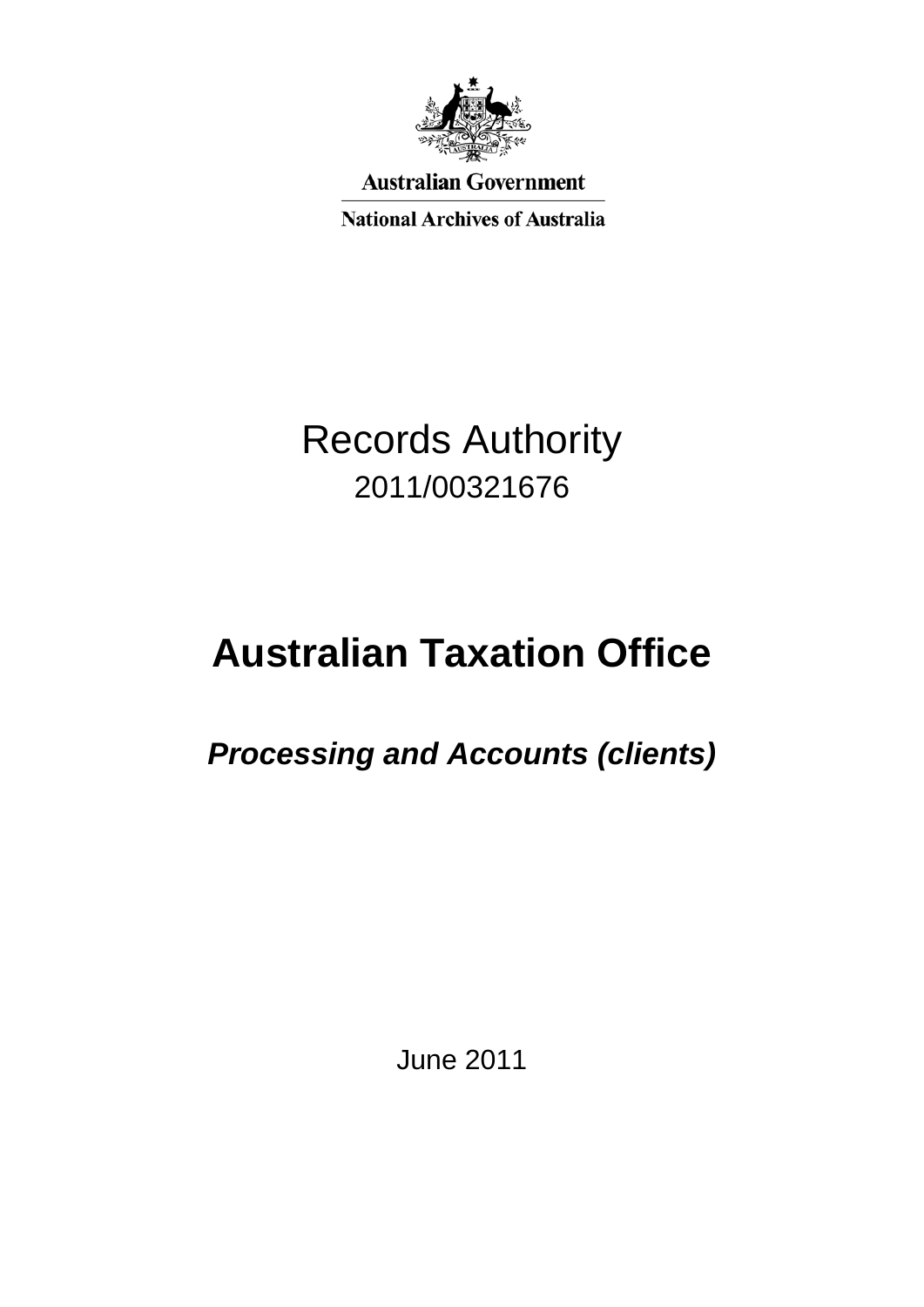Australian Government

National Archives of Australia

# Records Authority

2011/00321676

# Australian Taxation Office

## *Processing and Accounts (clients)*

June 2011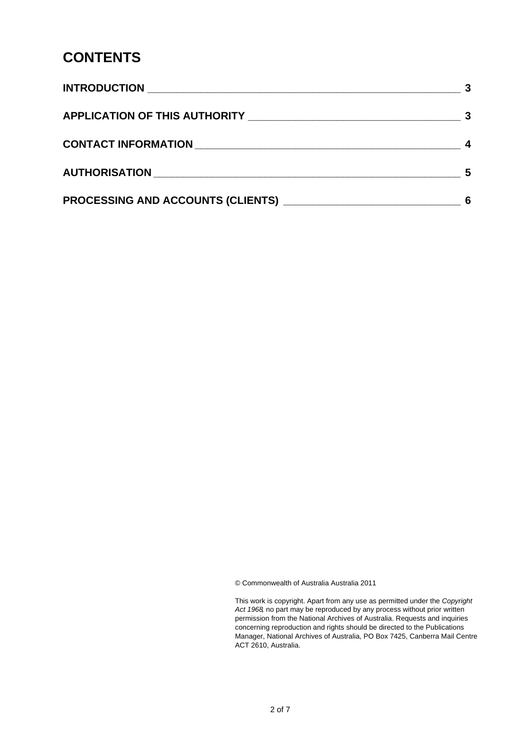# CONTENTS

| | |
|---|---|
| **INTRODUCTION** | **3** |
| **APPLICATION OF THIS AUTHORITY** | **3** |
| **CONTACT INFORMATION** | **4** |
| **AUTHORISATION** | **5** |
| **PROCESSING AND ACCOUNTS (CLIENTS)** | **6** |

© Commonwealth of Australia Australia 2011

This work is copyright. Apart from any use as permitted under the *Copyright Act 1968*, no part may be reproduced by any process without prior written permission from the National Archives of Australia. Requests and inquiries concerning reproduction and rights should be directed to the Publications Manager, National Archives of Australia, PO Box 7425, Canberra Mail Centre ACT 2610, Australia.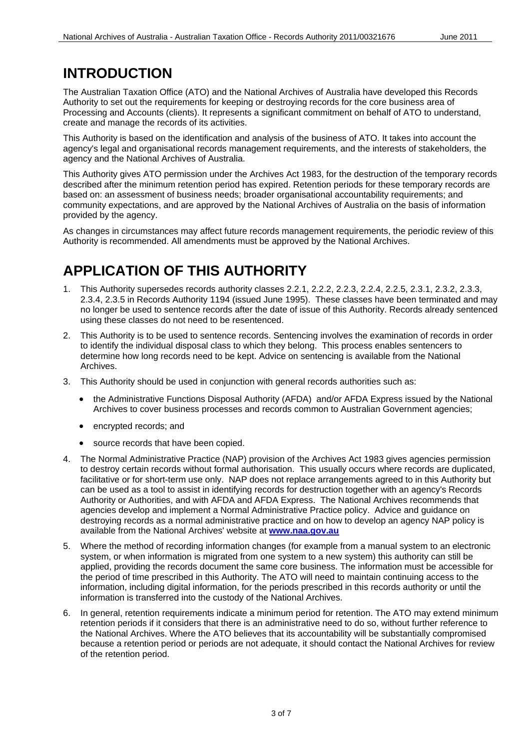# INTRODUCTION

The Australian Taxation Office (ATO) and the National Archives of Australia have developed this Records Authority to set out the requirements for keeping or destroying records for the core business area of Processing and Accounts (clients). It represents a significant commitment on behalf of ATO to understand, create and manage the records of its activities.

This Authority is based on the identification and analysis of the business of ATO. It takes into account the agency's legal and organisational records management requirements, and the interests of stakeholders, the agency and the National Archives of Australia.

This Authority gives ATO permission under the Archives Act 1983, for the destruction of the temporary records described after the minimum retention period has expired. Retention periods for these temporary records are based on: an assessment of business needs; broader organisational accountability requirements; and community expectations, and are approved by the National Archives of Australia on the basis of information provided by the agency.

As changes in circumstances may affect future records management requirements, the periodic review of this Authority is recommended. All amendments must be approved by the National Archives.

# APPLICATION OF THIS AUTHORITY

1. This Authority supersedes records authority classes 2.2.1, 2.2.2, 2.2.3, 2.2.4, 2.2.5, 2.3.1, 2.3.2, 2.3.3, 2.3.4, 2.3.5 in Records Authority 1194 (issued June 1995). These classes have been terminated and may no longer be used to sentence records after the date of issue of this Authority. Records already sentenced using these classes do not need to be resentenced.
2. This Authority is to be used to sentence records. Sentencing involves the examination of records in order to identify the individual disposal class to which they belong. This process enables sentencers to determine how long records need to be kept. Advice on sentencing is available from the National Archives.
3. This Authority should be used in conjunction with general records authorities such as:
   - the Administrative Functions Disposal Authority (AFDA) and/or AFDA Express issued by the National Archives to cover business processes and records common to Australian Government agencies;
   - encrypted records; and
   - source records that have been copied.
4. The Normal Administrative Practice (NAP) provision of the Archives Act 1983 gives agencies permission to destroy certain records without formal authorisation. This usually occurs where records are duplicated, facilitative or for short-term use only. NAP does not replace arrangements agreed to in this Authority but can be used as a tool to assist in identifying records for destruction together with an agency's Records Authority or Authorities, and with AFDA and AFDA Express. The National Archives recommends that agencies develop and implement a Normal Administrative Practice policy. Advice and guidance on destroying records as a normal administrative practice and on how to develop an agency NAP policy is available from the National Archives' website at **www.naa.gov.au**
5. Where the method of recording information changes (for example from a manual system to an electronic system, or when information is migrated from one system to a new system) this authority can still be applied, providing the records document the same core business. The information must be accessible for the period of time prescribed in this Authority. The ATO will need to maintain continuing access to the information, including digital information, for the periods prescribed in this records authority or until the information is transferred into the custody of the National Archives.
6. In general, retention requirements indicate a minimum period for retention. The ATO may extend minimum retention periods if it considers that there is an administrative need to do so, without further reference to the National Archives. Where the ATO believes that its accountability will be substantially compromised because a retention period or periods are not adequate, it should contact the National Archives for review of the retention period.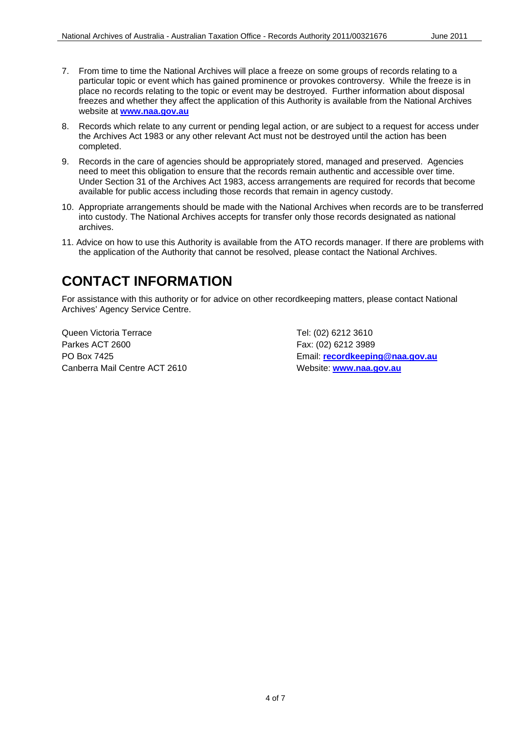7. From time to time the National Archives will place a freeze on some groups of records relating to a particular topic or event which has gained prominence or provokes controversy. While the freeze is in place no records relating to the topic or event may be destroyed. Further information about disposal freezes and whether they affect the application of this Authority is available from the National Archives website at **www.naa.gov.au**

8. Records which relate to any current or pending legal action, or are subject to a request for access under the Archives Act 1983 or any other relevant Act must not be destroyed until the action has been completed.

9. Records in the care of agencies should be appropriately stored, managed and preserved. Agencies need to meet this obligation to ensure that the records remain authentic and accessible over time. Under Section 31 of the Archives Act 1983, access arrangements are required for records that become available for public access including those records that remain in agency custody.

10. Appropriate arrangements should be made with the National Archives when records are to be transferred into custody. The National Archives accepts for transfer only those records designated as national archives.

11. Advice on how to use this Authority is available from the ATO records manager. If there are problems with the application of the Authority that cannot be resolved, please contact the National Archives.

# CONTACT INFORMATION

For assistance with this authority or for advice on other recordkeeping matters, please contact National Archives' Agency Service Centre.

Queen Victoria Terrace
Parkes ACT 2600
PO Box 7425
Canberra Mail Centre ACT 2610

Tel: (02) 6212 3610
Fax: (02) 6212 3989
Email: **recordkeeping@naa.gov.au**
Website: **www.naa.gov.au**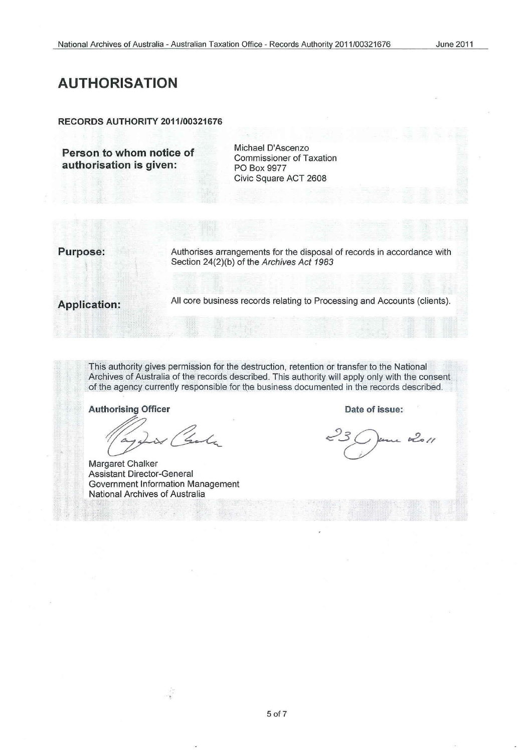# AUTHORISATION

**RECORDS AUTHORITY 2011/00321676**

| | |
|---|---|
| **Person to whom notice of authorisation is given:** | Michael D'Ascenzo<br>Commissioner of Taxation<br>PO Box 9977<br>Civic Square ACT 2608 |

| | |
|---|---|
| **Purpose:** | Authorises arrangements for the disposal of records in accordance with Section 24(2)(b) of the *Archives Act 1983* |
| **Application:** | All core business records relating to Processing and Accounts (clients). |

This authority gives permission for the destruction, retention or transfer to the National Archives of Australia of the records described. This authority will apply only with the consent of the agency currently responsible for the business documented in the records described.

**Authorising Officer**

Margaret Chalker
Assistant Director-General
Government Information Management
National Archives of Australia

**Date of issue:**

23 June 2011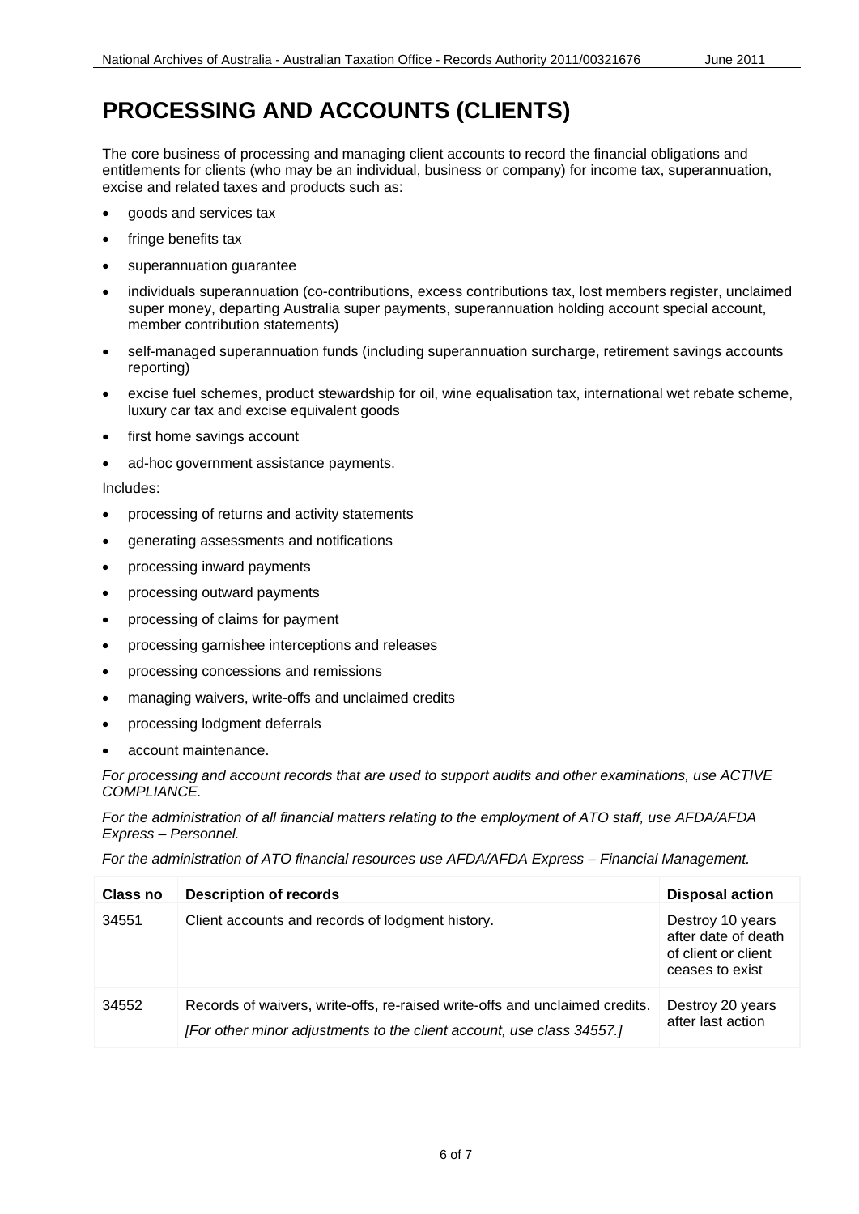# PROCESSING AND ACCOUNTS (CLIENTS)

The core business of processing and managing client accounts to record the financial obligations and entitlements for clients (who may be an individual, business or company) for income tax, superannuation, excise and related taxes and products such as:

- goods and services tax
- fringe benefits tax
- superannuation guarantee
- individuals superannuation (co-contributions, excess contributions tax, lost members register, unclaimed super money, departing Australia super payments, superannuation holding account special account, member contribution statements)
- self-managed superannuation funds (including superannuation surcharge, retirement savings accounts reporting)
- excise fuel schemes, product stewardship for oil, wine equalisation tax, international wet rebate scheme, luxury car tax and excise equivalent goods
- first home savings account
- ad-hoc government assistance payments.

Includes:

- processing of returns and activity statements
- generating assessments and notifications
- processing inward payments
- processing outward payments
- processing of claims for payment
- processing garnishee interceptions and releases
- processing concessions and remissions
- managing waivers, write-offs and unclaimed credits
- processing lodgment deferrals
- account maintenance.

*For processing and account records that are used to support audits and other examinations, use ACTIVE COMPLIANCE.*

*For the administration of all financial matters relating to the employment of ATO staff, use AFDA/AFDA Express – Personnel.*

*For the administration of ATO financial resources use AFDA/AFDA Express – Financial Management.*

| Class no | Description of records | Disposal action |
|---|---|---|
| 34551 | Client accounts and records of lodgment history. | Destroy 10 years after date of death of client or client ceases to exist |
| 34552 | Records of waivers, write-offs, re-raised write-offs and unclaimed credits. *[For other minor adjustments to the client account, use class 34557.]* | Destroy 20 years after last action |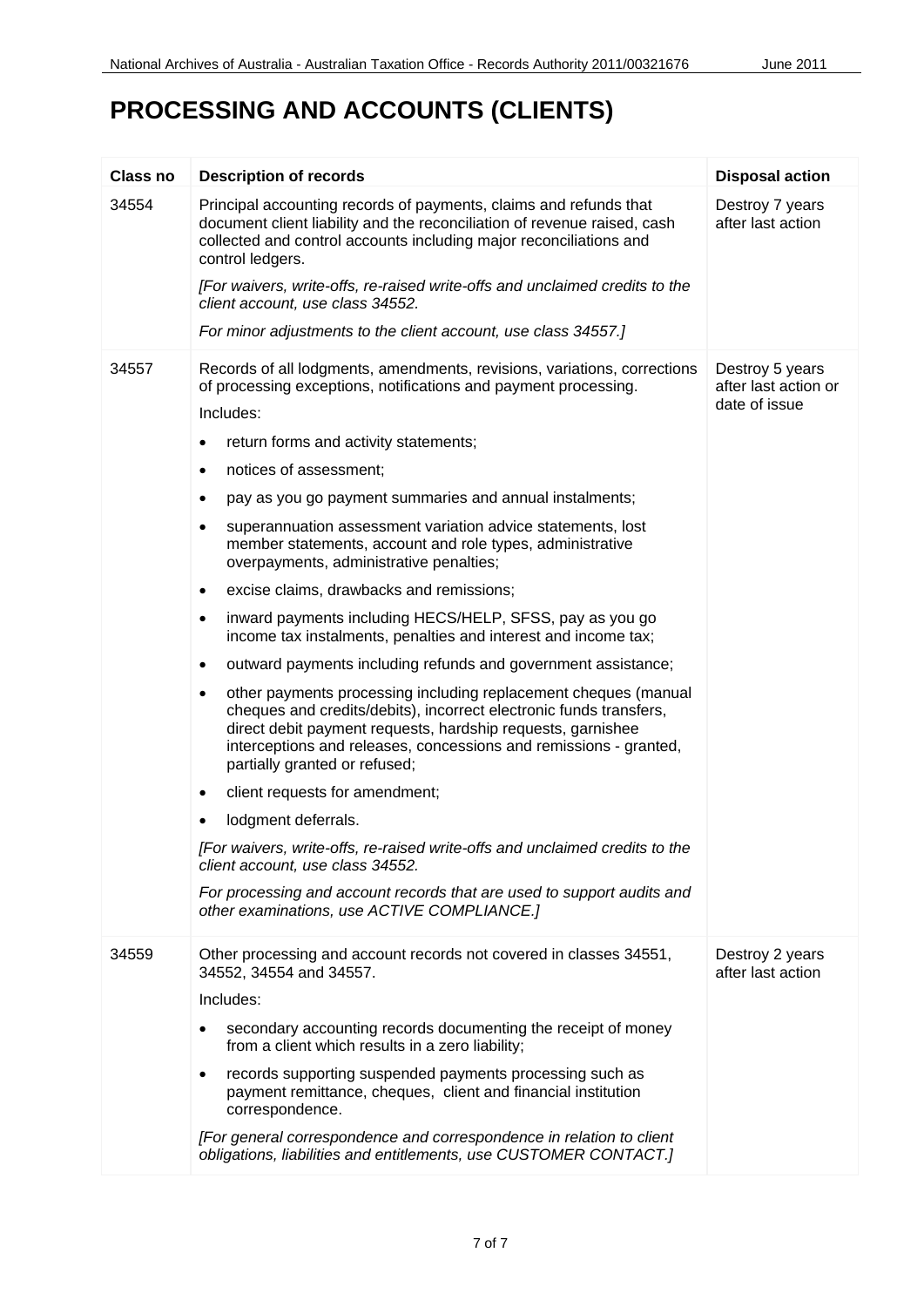# PROCESSING AND ACCOUNTS (CLIENTS)

| Class no | Description of records | Disposal action |
| --- | --- | --- |
| 34554 | Principal accounting records of payments, claims and refunds that document client liability and the reconciliation of revenue raised, cash collected and control accounts including major reconciliations and control ledgers.<br><br>*[For waivers, write-offs, re-raised write-offs and unclaimed credits to the client account, use class 34552.*<br><br>*For minor adjustments to the client account, use class 34557.]* | Destroy 7 years after last action |
| 34557 | Records of all lodgments, amendments, revisions, variations, corrections of processing exceptions, notifications and payment processing.<br><br>Includes:<br><br>• return forms and activity statements;<br>• notices of assessment;<br>• pay as you go payment summaries and annual instalments;<br>• superannuation assessment variation advice statements, lost member statements, account and role types, administrative overpayments, administrative penalties;<br>• excise claims, drawbacks and remissions;<br>• inward payments including HECS/HELP, SFSS, pay as you go income tax instalments, penalties and interest and income tax;<br>• outward payments including refunds and government assistance;<br>• other payments processing including replacement cheques (manual cheques and credits/debits), incorrect electronic funds transfers, direct debit payment requests, hardship requests, garnishee interceptions and releases, concessions and remissions - granted, partially granted or refused;<br>• client requests for amendment;<br>• lodgment deferrals.<br><br>*[For waivers, write-offs, re-raised write-offs and unclaimed credits to the client account, use class 34552.*<br><br>*For processing and account records that are used to support audits and other examinations, use ACTIVE COMPLIANCE.]* | Destroy 5 years after last action or date of issue |
| 34559 | Other processing and account records not covered in classes 34551, 34552, 34554 and 34557.<br><br>Includes:<br><br>• secondary accounting records documenting the receipt of money from a client which results in a zero liability;<br>• records supporting suspended payments processing such as payment remittance, cheques, client and financial institution correspondence.<br><br>*[For general correspondence and correspondence in relation to client obligations, liabilities and entitlements, use CUSTOMER CONTACT.]* | Destroy 2 years after last action |